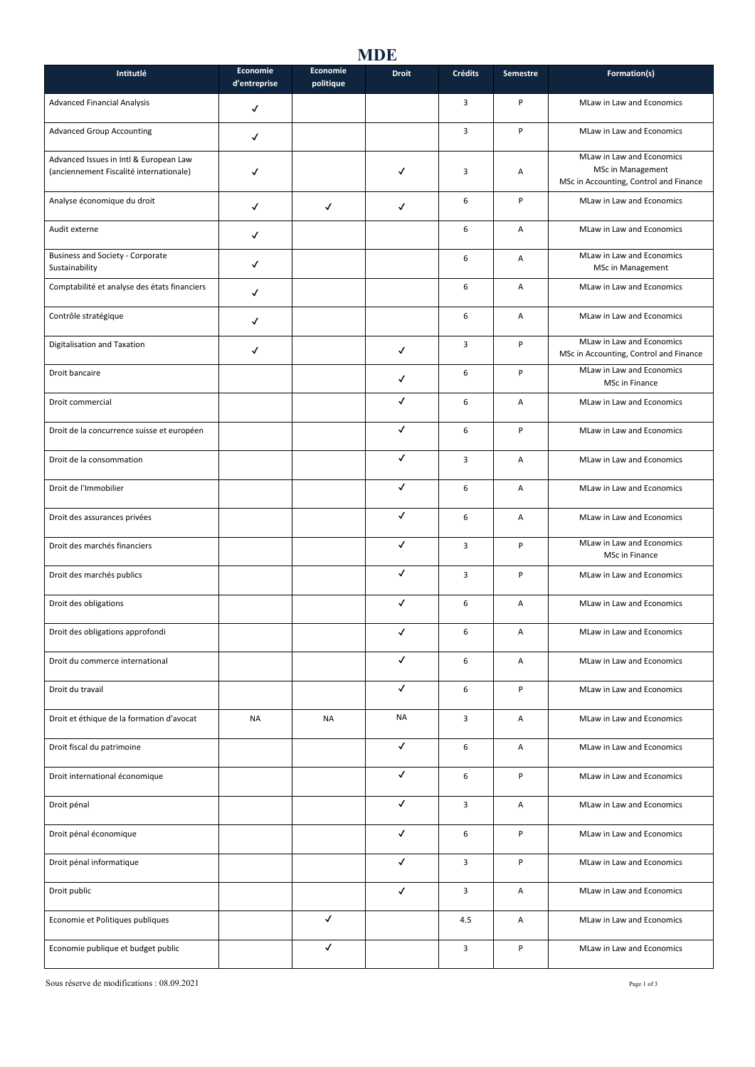# MDE

| Intitulé | Economie d'entreprise | Economie politique | Droit | Crédits | Semestre | Formation(s) |
|---|---|---|---|---|---|---|
| Advanced Financial Analysis | ✓ | | | 3 | P | MLaw in Law and Economics |
| Advanced Group Accounting | ✓ | | | 3 | P | MLaw in Law and Economics |
| Advanced Issues in Intl & European Law (anciennement Fiscalité internationale) | ✓ | | ✓ | 3 | A | MLaw in Law and Economics<br>MSc in Management<br>MSc in Accounting, Control and Finance |
| Analyse économique du droit | ✓ | ✓ | ✓ | 6 | P | MLaw in Law and Economics |
| Audit externe | ✓ | | | 6 | A | MLaw in Law and Economics |
| Business and Society - Corporate Sustainability | ✓ | | | 6 | A | MLaw in Law and Economics<br>MSc in Management |
| Comptabilité et analyse des états financiers | ✓ | | | 6 | A | MLaw in Law and Economics |
| Contrôle stratégique | ✓ | | | 6 | A | MLaw in Law and Economics |
| Digitalisation and Taxation | ✓ | | ✓ | 3 | P | MLaw in Law and Economics<br>MSc in Accounting, Control and Finance |
| Droit bancaire | | | ✓ | 6 | P | MLaw in Law and Economics<br>MSc in Finance |
| Droit commercial | | | ✓ | 6 | A | MLaw in Law and Economics |
| Droit de la concurrence suisse et européen | | | ✓ | 6 | P | MLaw in Law and Economics |
| Droit de la consommation | | | ✓ | 3 | A | MLaw in Law and Economics |
| Droit de l'Immobilier | | | ✓ | 6 | A | MLaw in Law and Economics |
| Droit des assurances privées | | | ✓ | 6 | A | MLaw in Law and Economics |
| Droit des marchés financiers | | | ✓ | 3 | P | MLaw in Law and Economics<br>MSc in Finance |
| Droit des marchés publics | | | ✓ | 3 | P | MLaw in Law and Economics |
| Droit des obligations | | | ✓ | 6 | A | MLaw in Law and Economics |
| Droit des obligations approfondi | | | ✓ | 6 | A | MLaw in Law and Economics |
| Droit du commerce international | | | ✓ | 6 | A | MLaw in Law and Economics |
| Droit du travail | | | ✓ | 6 | P | MLaw in Law and Economics |
| Droit et éthique de la formation d'avocat | NA | NA | NA | 3 | A | MLaw in Law and Economics |
| Droit fiscal du patrimoine | | | ✓ | 6 | A | MLaw in Law and Economics |
| Droit international économique | | | ✓ | 6 | P | MLaw in Law and Economics |
| Droit pénal | | | ✓ | 3 | A | MLaw in Law and Economics |
| Droit pénal économique | | | ✓ | 6 | P | MLaw in Law and Economics |
| Droit pénal informatique | | | ✓ | 3 | P | MLaw in Law and Economics |
| Droit public | | | ✓ | 3 | A | MLaw in Law and Economics |
| Economie et Politiques publiques | | ✓ | | 4.5 | A | MLaw in Law and Economics |
| Economie publique et budget public | | ✓ | | 3 | P | MLaw in Law and Economics |

Sous réserve de modifications : 08.09.2021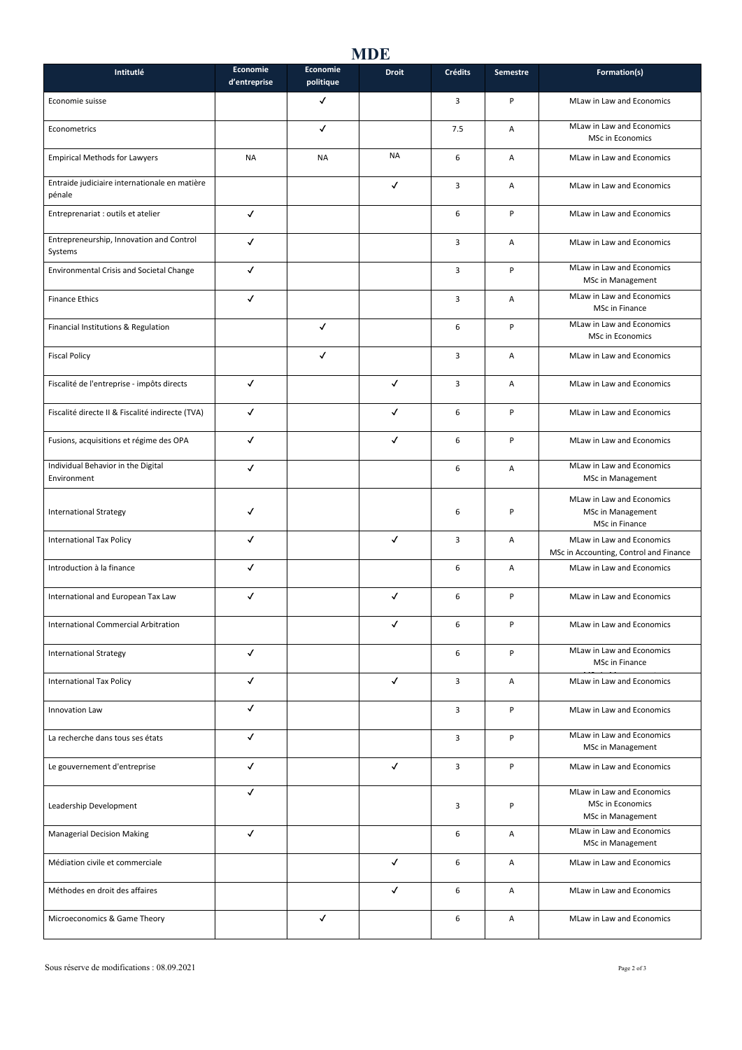# MDE

| Intitutlé | Economie d'entreprise | Economie politique | Droit | Crédits | Semestre | Formation(s) |
|---|---|---|---|---|---|---|
| Economie suisse | | ✓ | | 3 | P | MLaw in Law and Economics |
| Econometrics | | ✓ | | 7.5 | A | MLaw in Law and Economics<br>MSc in Economics |
| Empirical Methods for Lawyers | NA | NA | NA | 6 | A | MLaw in Law and Economics |
| Entraide judiciaire internationale en matière pénale | | | ✓ | 3 | A | MLaw in Law and Economics |
| Entreprenariat : outils et atelier | ✓ | | | 6 | P | MLaw in Law and Economics |
| Entrepreneurship, Innovation and Control Systems | ✓ | | | 3 | A | MLaw in Law and Economics |
| Environmental Crisis and Societal Change | ✓ | | | 3 | P | MLaw in Law and Economics<br>MSc in Management |
| Finance Ethics | ✓ | | | 3 | A | MLaw in Law and Economics<br>MSc in Finance |
| Financial Institutions & Regulation | | ✓ | | 6 | P | MLaw in Law and Economics<br>MSc in Economics |
| Fiscal Policy | | ✓ | | 3 | A | MLaw in Law and Economics |
| Fiscalité de l'entreprise - impôts directs | ✓ | | ✓ | 3 | A | MLaw in Law and Economics |
| Fiscalité directe II & Fiscalité indirecte (TVA) | ✓ | | ✓ | 6 | P | MLaw in Law and Economics |
| Fusions, acquisitions et régime des OPA | ✓ | | ✓ | 6 | P | MLaw in Law and Economics |
| Individual Behavior in the Digital Environment | ✓ | | | 6 | A | MLaw in Law and Economics<br>MSc in Management |
| International Strategy | ✓ | | | 6 | P | MLaw in Law and Economics<br>MSc in Management<br>MSc in Finance |
| International Tax Policy | ✓ | | ✓ | 3 | A | MLaw in Law and Economics<br>MSc in Accounting, Control and Finance |
| Introduction à la finance | ✓ | | | 6 | A | MLaw in Law and Economics |
| International and European Tax Law | ✓ | | ✓ | 6 | P | MLaw in Law and Economics |
| International Commercial Arbitration | | | ✓ | 6 | P | MLaw in Law and Economics |
| International Strategy | ✓ | | | 6 | P | MLaw in Law and Economics<br>MSc in Finance |
| International Tax Policy | ✓ | | ✓ | 3 | A | MLaw in Law and Economics |
| Innovation Law | ✓ | | | 3 | P | MLaw in Law and Economics |
| La recherche dans tous ses états | ✓ | | | 3 | P | MLaw in Law and Economics<br>MSc in Management |
| Le gouvernement d'entreprise | ✓ | | ✓ | 3 | P | MLaw in Law and Economics |
| Leadership Development | ✓ | | | 3 | P | MLaw in Law and Economics<br>MSc in Economics<br>MSc in Management |
| Managerial Decision Making | ✓ | | | 6 | A | MLaw in Law and Economics<br>MSc in Management |
| Médiation civile et commerciale | | | ✓ | 6 | A | MLaw in Law and Economics |
| Méthodes en droit des affaires | | | ✓ | 6 | A | MLaw in Law and Economics |
| Microeconomics & Game Theory | | ✓ | | 6 | A | MLaw in Law and Economics |

Sous réserve de modifications : 08.09.2021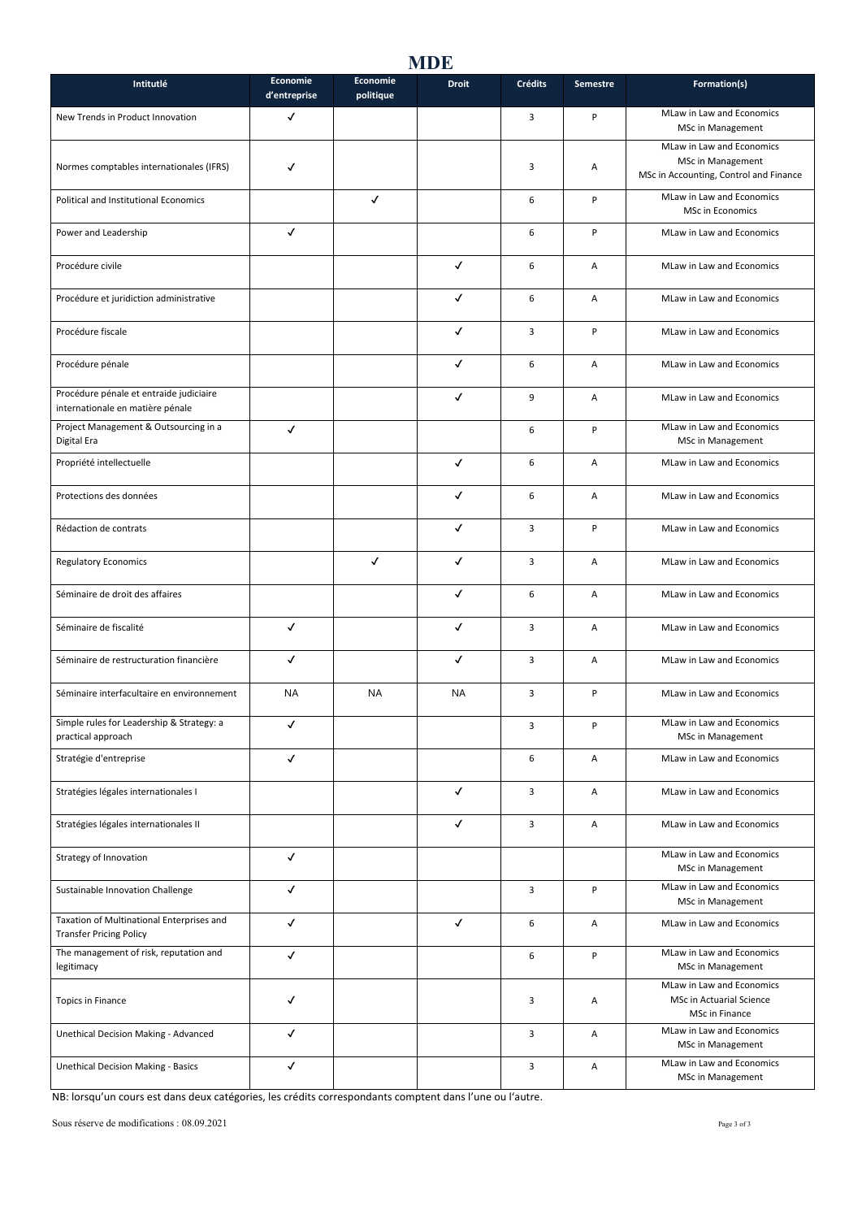# MDE

| Intitulé | Economie d'entreprise | Economie politique | Droit | Crédits | Semestre | Formation(s) |
|---|---|---|---|---|---|---|
| New Trends in Product Innovation | ✓ | | | 3 | P | MLaw in Law and Economics<br>MSc in Management |
| Normes comptables internationales (IFRS) | ✓ | | | 3 | A | MLaw in Law and Economics<br>MSc in Management<br>MSc in Accounting, Control and Finance |
| Political and Institutional Economics | | ✓ | | 6 | P | MLaw in Law and Economics<br>MSc in Economics |
| Power and Leadership | ✓ | | | 6 | P | MLaw in Law and Economics |
| Procédure civile | | | ✓ | 6 | A | MLaw in Law and Economics |
| Procédure et juridiction administrative | | | ✓ | 6 | A | MLaw in Law and Economics |
| Procédure fiscale | | | ✓ | 3 | P | MLaw in Law and Economics |
| Procédure pénale | | | ✓ | 6 | A | MLaw in Law and Economics |
| Procédure pénale et entraide judiciaire internationale en matière pénale | | | ✓ | 9 | A | MLaw in Law and Economics |
| Project Management & Outsourcing in a Digital Era | ✓ | | | 6 | P | MLaw in Law and Economics<br>MSc in Management |
| Propriété intellectuelle | | | ✓ | 6 | A | MLaw in Law and Economics |
| Protections des données | | | ✓ | 6 | A | MLaw in Law and Economics |
| Rédaction de contrats | | | ✓ | 3 | P | MLaw in Law and Economics |
| Regulatory Economics | | ✓ | ✓ | 3 | A | MLaw in Law and Economics |
| Séminaire de droit des affaires | | | ✓ | 6 | A | MLaw in Law and Economics |
| Séminaire de fiscalité | ✓ | | ✓ | 3 | A | MLaw in Law and Economics |
| Séminaire de restructuration financière | ✓ | | ✓ | 3 | A | MLaw in Law and Economics |
| Séminaire interfacultaire en environnement | NA | NA | NA | 3 | P | MLaw in Law and Economics |
| Simple rules for Leadership & Strategy: a practical approach | ✓ | | | 3 | P | MLaw in Law and Economics<br>MSc in Management |
| Stratégie d'entreprise | ✓ | | | 6 | A | MLaw in Law and Economics |
| Stratégies légales internationales I | | | ✓ | 3 | A | MLaw in Law and Economics |
| Stratégies légales internationales II | | | ✓ | 3 | A | MLaw in Law and Economics |
| Strategy of Innovation | ✓ | | | | | MLaw in Law and Economics<br>MSc in Management |
| Sustainable Innovation Challenge | ✓ | | | 3 | P | MLaw in Law and Economics<br>MSc in Management |
| Taxation of Multinational Enterprises and Transfer Pricing Policy | ✓ | | ✓ | 6 | A | MLaw in Law and Economics |
| The management of risk, reputation and legitimacy | ✓ | | | 6 | P | MLaw in Law and Economics<br>MSc in Management |
| Topics in Finance | ✓ | | | 3 | A | MLaw in Law and Economics<br>MSc in Actuarial Science<br>MSc in Finance |
| Unethical Decision Making - Advanced | ✓ | | | 3 | A | MLaw in Law and Economics<br>MSc in Management |
| Unethical Decision Making - Basics | ✓ | | | 3 | A | MLaw in Law and Economics<br>MSc in Management |

NB: lorsqu'un cours est dans deux catégories, les crédits correspondants comptent dans l'une ou l'autre.

Sous réserve de modifications : 08.09.2021